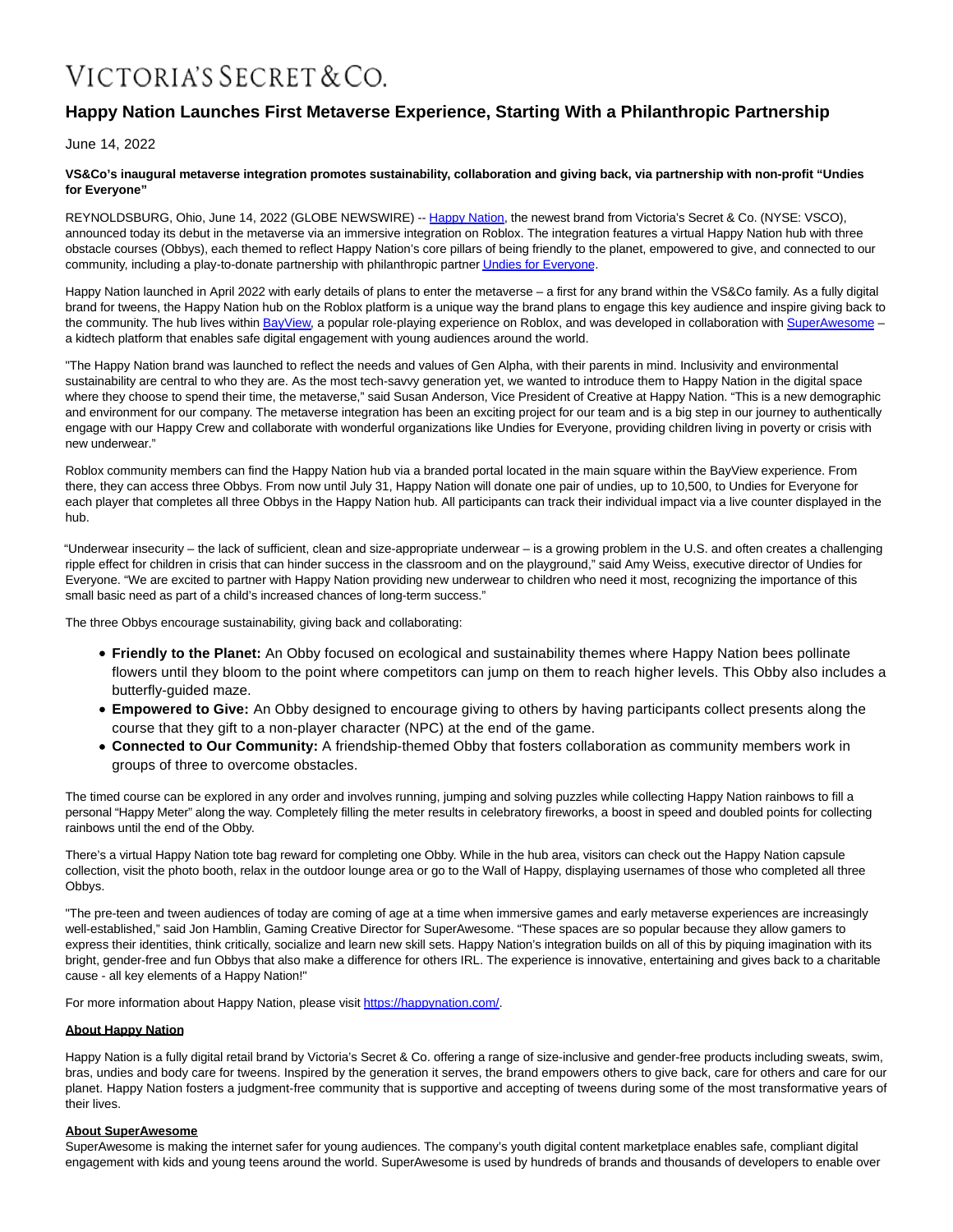# VICTORIA'S SECRET & CO.

## Happy Nation Launches First Metaverse Experience, Starting With a Philanthropic Partnership

June 14, 2022

**VS&Co's inaugural metaverse integration promotes sustainability, collaboration and giving back, via partnership with non-profit "Undies for Everyone"**

REYNOLDSBURG, Ohio, June 14, 2022 (GLOBE NEWSWIRE) -- Happy Nation, the newest brand from Victoria's Secret & Co. (NYSE: VSCO), announced today its debut in the metaverse via an immersive integration on Roblox. The integration features a virtual Happy Nation hub with three obstacle courses (Obbys), each themed to reflect Happy Nation's core pillars of being friendly to the planet, empowered to give, and connected to our community, including a play-to-donate partnership with philanthropic partner Undies for Everyone.

Happy Nation launched in April 2022 with early details of plans to enter the metaverse – a first for any brand within the VS&Co family. As a fully digital brand for tweens, the Happy Nation hub on the Roblox platform is a unique way the brand plans to engage this key audience and inspire giving back to the community. The hub lives within BayView, a popular role-playing experience on Roblox, and was developed in collaboration with SuperAwesome – a kidtech platform that enables safe digital engagement with young audiences around the world.

"The Happy Nation brand was launched to reflect the needs and values of Gen Alpha, with their parents in mind. Inclusivity and environmental sustainability are central to who they are. As the most tech-savvy generation yet, we wanted to introduce them to Happy Nation in the digital space where they choose to spend their time, the metaverse," said Susan Anderson, Vice President of Creative at Happy Nation. "This is a new demographic and environment for our company. The metaverse integration has been an exciting project for our team and is a big step in our journey to authentically engage with our Happy Crew and collaborate with wonderful organizations like Undies for Everyone, providing children living in poverty or crisis with new underwear."

Roblox community members can find the Happy Nation hub via a branded portal located in the main square within the BayView experience. From there, they can access three Obbys. From now until July 31, Happy Nation will donate one pair of undies, up to 10,500, to Undies for Everyone for each player that completes all three Obbys in the Happy Nation hub. All participants can track their individual impact via a live counter displayed in the hub.

"Underwear insecurity – the lack of sufficient, clean and size-appropriate underwear – is a growing problem in the U.S. and often creates a challenging ripple effect for children in crisis that can hinder success in the classroom and on the playground," said Amy Weiss, executive director of Undies for Everyone. "We are excited to partner with Happy Nation providing new underwear to children who need it most, recognizing the importance of this small basic need as part of a child's increased chances of long-term success."

The three Obbys encourage sustainability, giving back and collaborating:

- **Friendly to the Planet:** An Obby focused on ecological and sustainability themes where Happy Nation bees pollinate flowers until they bloom to the point where competitors can jump on them to reach higher levels. This Obby also includes a butterfly-guided maze.
- **Empowered to Give:** An Obby designed to encourage giving to others by having participants collect presents along the course that they gift to a non-player character (NPC) at the end of the game.
- **Connected to Our Community:** A friendship-themed Obby that fosters collaboration as community members work in groups of three to overcome obstacles.

The timed course can be explored in any order and involves running, jumping and solving puzzles while collecting Happy Nation rainbows to fill a personal "Happy Meter" along the way. Completely filling the meter results in celebratory fireworks, a boost in speed and doubled points for collecting rainbows until the end of the Obby.

There's a virtual Happy Nation tote bag reward for completing one Obby. While in the hub area, visitors can check out the Happy Nation capsule collection, visit the photo booth, relax in the outdoor lounge area or go to the Wall of Happy, displaying usernames of those who completed all three Obbys.

"The pre-teen and tween audiences of today are coming of age at a time when immersive games and early metaverse experiences are increasingly well-established," said Jon Hamblin, Gaming Creative Director for SuperAwesome. "These spaces are so popular because they allow gamers to express their identities, think critically, socialize and learn new skill sets. Happy Nation's integration builds on all of this by piquing imagination with its bright, gender-free and fun Obbys that also make a difference for others IRL. The experience is innovative, entertaining and gives back to a charitable cause - all key elements of a Happy Nation!"

For more information about Happy Nation, please visit https://happynation.com/.

**About Happy Nation**

Happy Nation is a fully digital retail brand by Victoria's Secret & Co. offering a range of size-inclusive and gender-free products including sweats, swim, bras, undies and body care for tweens. Inspired by the generation it serves, the brand empowers others to give back, care for others and care for our planet. Happy Nation fosters a judgment-free community that is supportive and accepting of tweens during some of the most transformative years of their lives.

**About SuperAwesome**

SuperAwesome is making the internet safer for young audiences. The company's youth digital content marketplace enables safe, compliant digital engagement with kids and young teens around the world. SuperAwesome is used by hundreds of brands and thousands of developers to enable over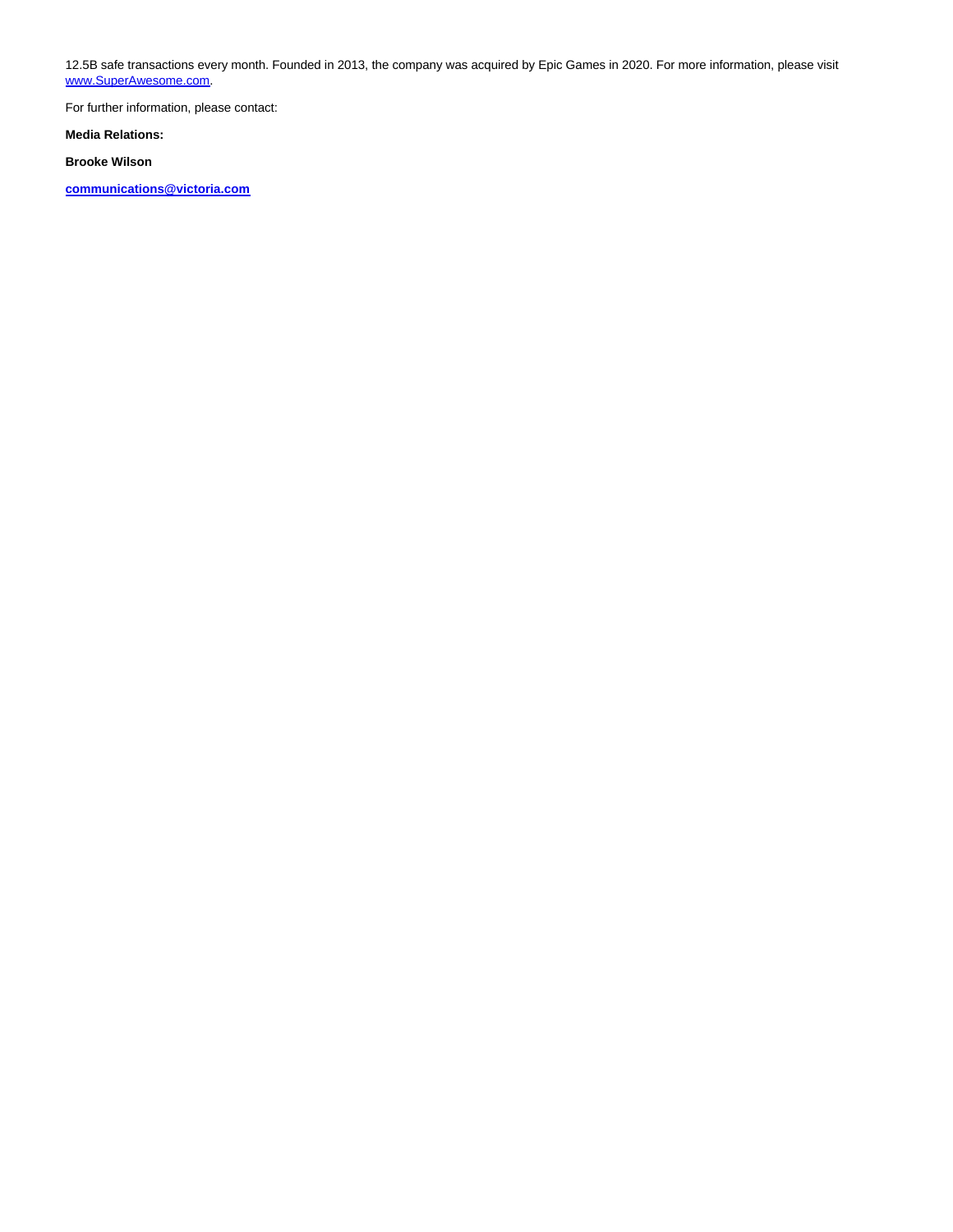12.5B safe transactions every month. Founded in 2013, the company was acquired by Epic Games in 2020. For more information, please visit www.SuperAwesome.com.

For further information, please contact:

**Media Relations:**

**Brooke Wilson**

**communications@victoria.com**